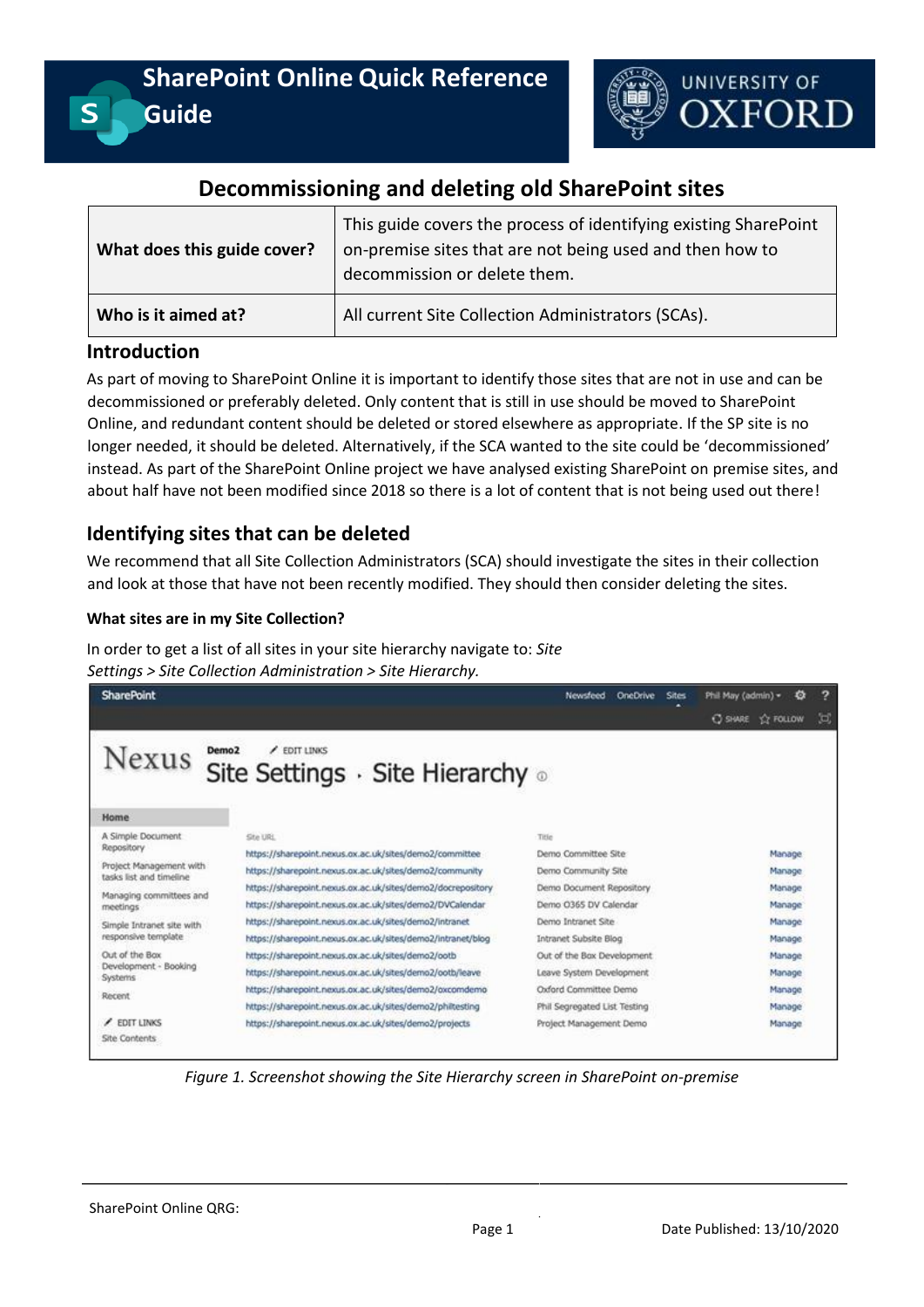# SharePoint Online Quick Reference Guide

## Decommissioning and deleting old SharePoint sites

| What does this guide cover? | This guide covers the process of identifying existing SharePoint on-premise sites that are not being used and then how to decommission or delete them. |
|---|---|
| **Who is it aimed at?** | All current Site Collection Administrators (SCAs). |

### Introduction

As part of moving to SharePoint Online it is important to identify those sites that are not in use and can be decommissioned or preferably deleted. Only content that is still in use should be moved to SharePoint Online, and redundant content should be deleted or stored elsewhere as appropriate. If the SP site is no longer needed, it should be deleted. Alternatively, if the SCA wanted to the site could be 'decommissioned' instead. As part of the SharePoint Online project we have analysed existing SharePoint on premise sites, and about half have not been modified since 2018 so there is a lot of content that is not being used out there!

### Identifying sites that can be deleted

We recommend that all Site Collection Administrators (SCA) should investigate the sites in their collection and look at those that have not been recently modified. They should then consider deleting the sites.

#### What sites are in my Site Collection?

In order to get a list of all sites in your site hierarchy navigate to: *Site Settings > Site Collection Administration > Site Hierarchy.*

*Figure 1. Screenshot showing the Site Hierarchy screen in SharePoint on-premise*

SharePoint Online QRG:

Date Published: 13/10/2020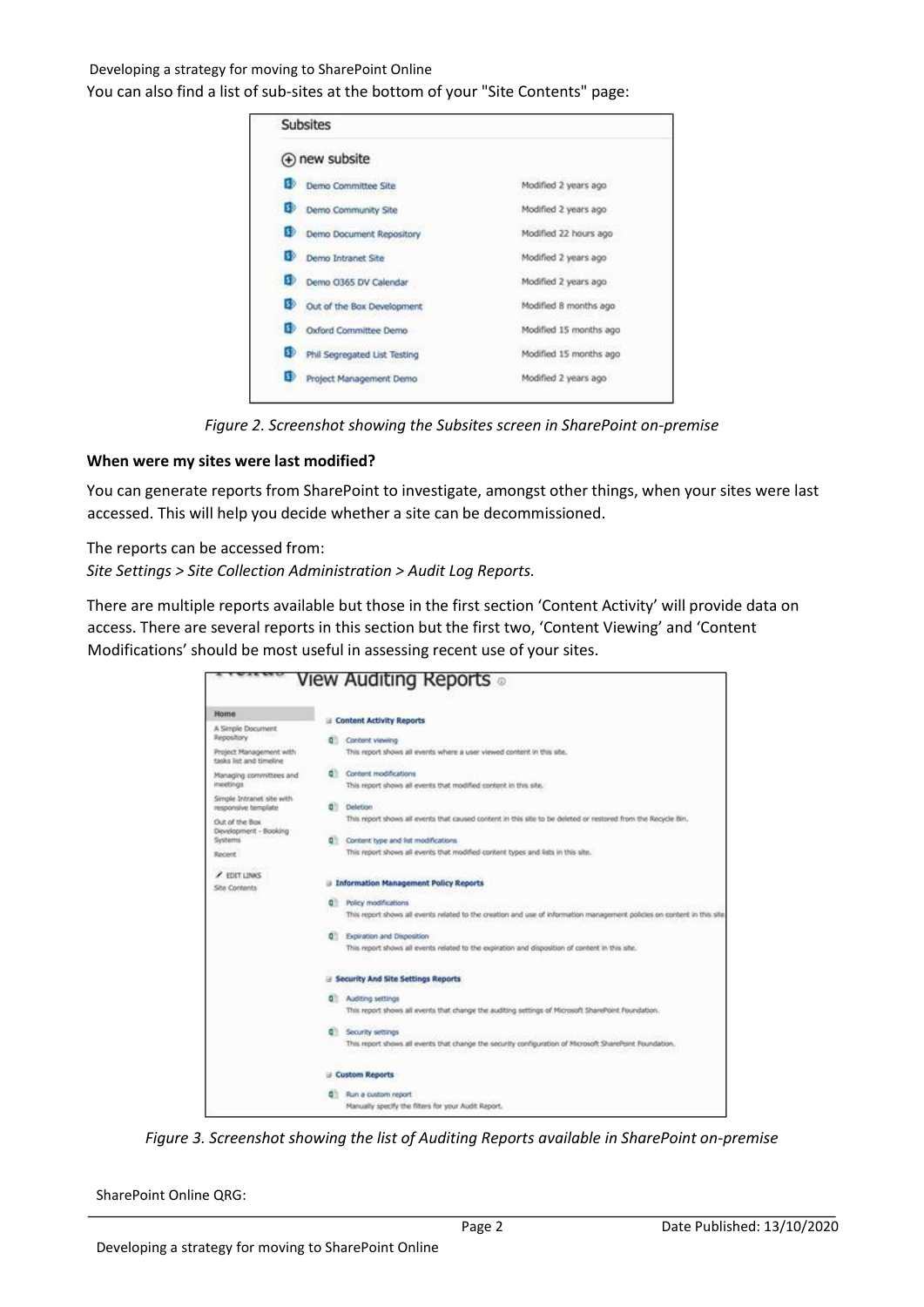You can also find a list of sub-sites at the bottom of your "Site Contents" page:

*Figure 2. Screenshot showing the Subsites screen in SharePoint on-premise*

**When were my sites were last modified?**

You can generate reports from SharePoint to investigate, amongst other things, when your sites were last accessed. This will help you decide whether a site can be decommissioned.

The reports can be accessed from:
*Site Settings > Site Collection Administration > Audit Log Reports.*

There are multiple reports available but those in the first section 'Content Activity' will provide data on access. There are several reports in this section but the first two, 'Content Viewing' and 'Content Modifications' should be most useful in assessing recent use of your sites.

*Figure 3. Screenshot showing the list of Auditing Reports available in SharePoint on-premise*

SharePoint Online QRG: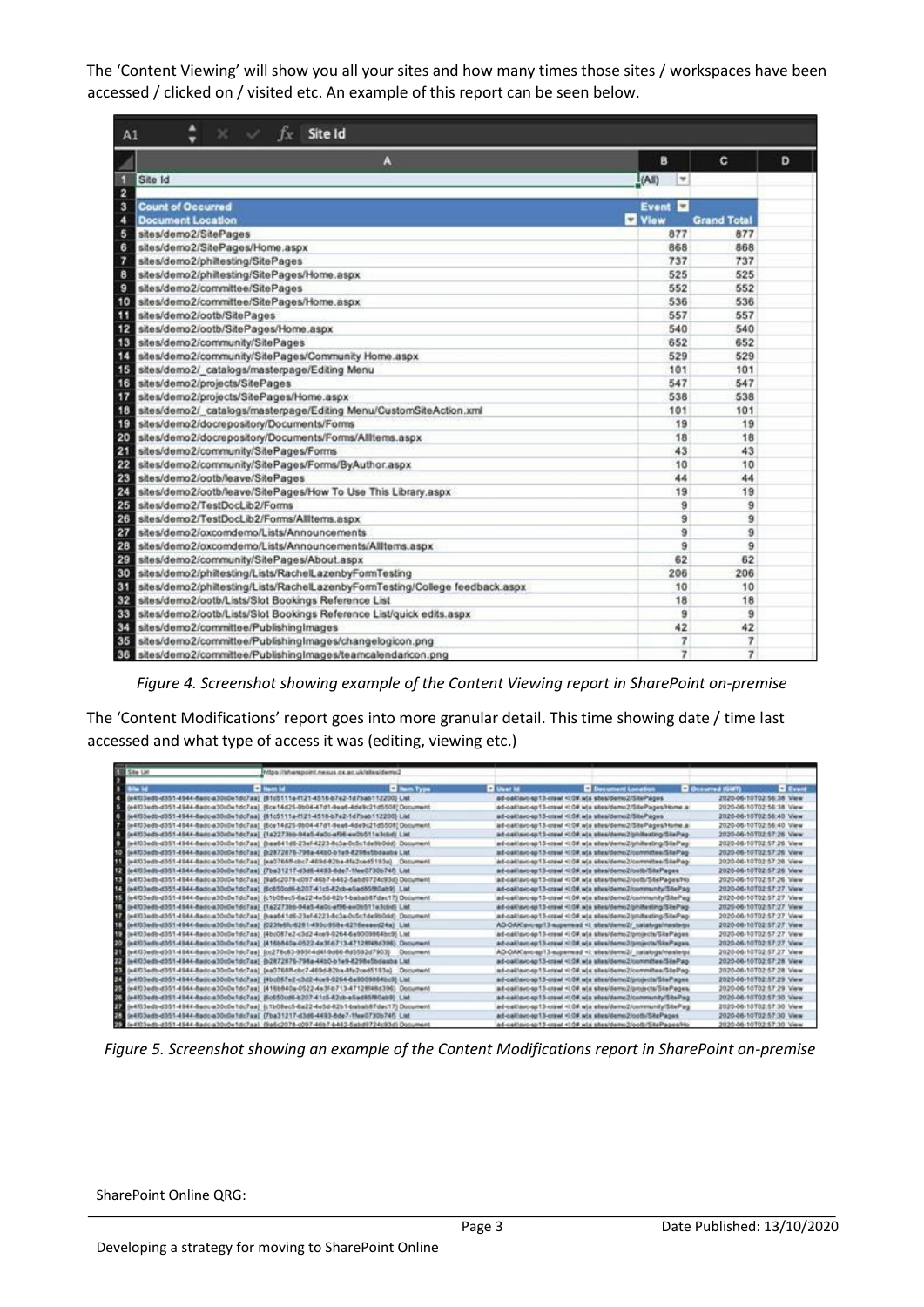The ‘Content Viewing’ will show you all your sites and how many times those sites / workspaces have been accessed / clicked on / visited etc. An example of this report can be seen below.

| Site Id | (All) | |
|---|---|---|
| **Count of Occurred** | **Event** | |
| **Document Location** | **View** | **Grand Total** |
| sites/demo2/SitePages | 877 | 877 |
| sites/demo2/SitePages/Home.aspx | 868 | 868 |
| sites/demo2/philtesting/SitePages | 737 | 737 |
| sites/demo2/philtesting/SitePages/Home.aspx | 525 | 525 |
| sites/demo2/committee/SitePages | 552 | 552 |
| sites/demo2/committee/SitePages/Home.aspx | 536 | 536 |
| sites/demo2/ootb/SitePages | 557 | 557 |
| sites/demo2/ootb/SitePages/Home.aspx | 540 | 540 |
| sites/demo2/community/SitePages | 652 | 652 |
| sites/demo2/community/SitePages/Community Home.aspx | 529 | 529 |
| sites/demo2/_catalogs/masterpage/Editing Menu | 101 | 101 |
| sites/demo2/projects/SitePages | 547 | 547 |
| sites/demo2/projects/SitePages/Home.aspx | 538 | 538 |
| sites/demo2/_catalogs/masterpage/Editing Menu/CustomSiteAction.xml | 101 | 101 |
| sites/demo2/docrepository/Documents/Forms | 19 | 19 |
| sites/demo2/docrepository/Documents/Forms/AllItems.aspx | 18 | 18 |
| sites/demo2/community/SitePages/Forms | 43 | 43 |
| sites/demo2/community/SitePages/Forms/ByAuthor.aspx | 10 | 10 |
| sites/demo2/ootb/leave/SitePages | 44 | 44 |
| sites/demo2/ootb/leave/SitePages/How To Use This Library.aspx | 19 | 19 |
| sites/demo2/TestDocLib2/Forms | 9 | 9 |
| sites/demo2/TestDocLib2/Forms/AllItems.aspx | 9 | 9 |
| sites/demo2/oxcomdemo/Lists/Announcements | 9 | 9 |
| sites/demo2/oxcomdemo/Lists/Announcements/AllItems.aspx | 9 | 9 |
| sites/demo2/community/SitePages/About.aspx | 62 | 62 |
| sites/demo2/philtesting/Lists/RachelLazenbyFormTesting | 206 | 206 |
| sites/demo2/philtesting/Lists/RachelLazenbyFormTesting/College feedback.aspx | 10 | 10 |
| sites/demo2/ootb/Lists/Slot Bookings Reference List | 18 | 18 |
| sites/demo2/ootb/Lists/Slot Bookings Reference List/quick edits.aspx | 9 | 9 |
| sites/demo2/committee/PublishingImages | 42 | 42 |
| sites/demo2/committee/PublishingImages/changelogicon.png | 7 | 7 |
| sites/demo2/committee/PublishingImages/teamcalendaricon.png | 7 | 7 |

*Figure 4. Screenshot showing example of the Content Viewing report in SharePoint on-premise*

The ‘Content Modifications’ report goes into more granular detail. This time showing date / time last accessed and what type of access it was (editing, viewing etc.)

*Figure 5. Screenshot showing an example of the Content Modifications report in SharePoint on-premise*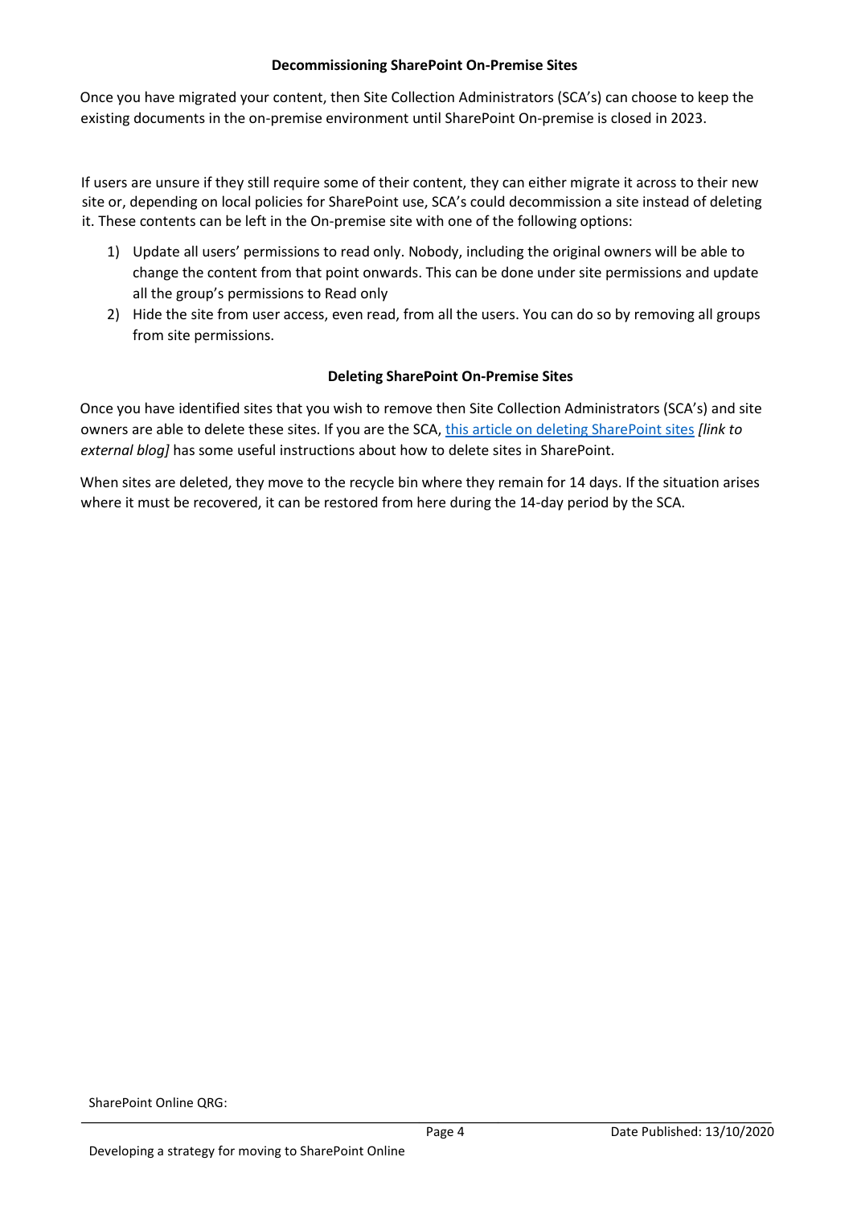## Decommissioning SharePoint On-Premise Sites

Once you have migrated your content, then Site Collection Administrators (SCA's) can choose to keep the existing documents in the on-premise environment until SharePoint On-premise is closed in 2023.

If users are unsure if they still require some of their content, they can either migrate it across to their new site or, depending on local policies for SharePoint use, SCA's could decommission a site instead of deleting it. These contents can be left in the On-premise site with one of the following options:

1) Update all users' permissions to read only. Nobody, including the original owners will be able to change the content from that point onwards. This can be done under site permissions and update all the group's permissions to Read only
2) Hide the site from user access, even read, from all the users. You can do so by removing all groups from site permissions.

## Deleting SharePoint On-Premise Sites

Once you have identified sites that you wish to remove then Site Collection Administrators (SCA's) and site owners are able to delete these sites. If you are the SCA, this article on deleting SharePoint sites *[link to external blog]* has some useful instructions about how to delete sites in SharePoint.

When sites are deleted, they move to the recycle bin where they remain for 14 days. If the situation arises where it must be recovered, it can be restored from here during the 14-day period by the SCA.